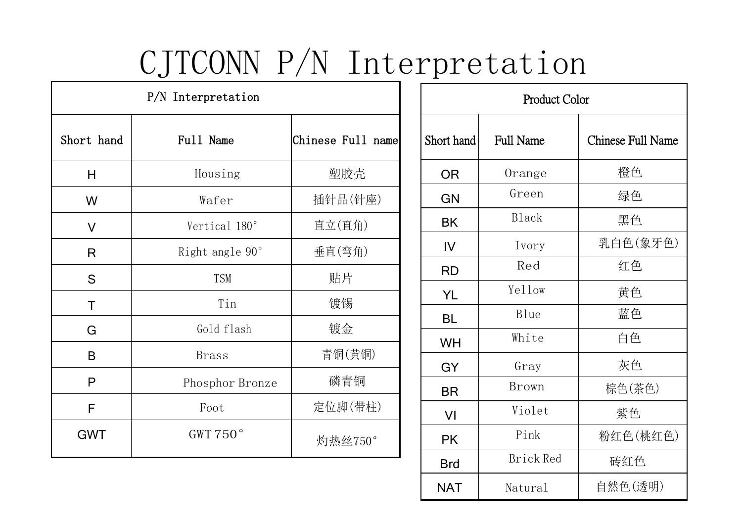# CJTCONN P/N Interpretation

| P/N Interpretation | | |
|---|---|---|
| Short hand | Full Name | Chinese Full name |
| H | Housing | 塑胶壳 |
| W | Wafer | 插针品(针座) |
| V | Vertical 180° | 直立(直角) |
| R | Right angle 90° | 垂直(弯角) |
| S | TSM | 贴片 |
| T | Tin | 镀锡 |
| G | Gold flash | 镀金 |
| B | Brass | 青铜(黄铜) |
| P | Phosphor Bronze | 磷青铜 |
| F | Foot | 定位脚(带柱) |
| GWT | GWT 750° | 灼热丝750° |

| Product Color | | |
|---|---|---|
| Short hand | Full Name | Chinese Full Name |
| OR | Orange | 橙色 |
| GN | Green | 绿色 |
| BK | Black | 黑色 |
| IV | Ivory | 乳白色(象牙色) |
| RD | Red | 红色 |
| YL | Yellow | 黄色 |
| BL | Blue | 蓝色 |
| WH | White | 白色 |
| GY | Gray | 灰色 |
| BR | Brown | 棕色(茶色) |
| VI | Violet | 紫色 |
| PK | Pink | 粉红色(桃红色) |
| Brd | Brick Red | 砖红色 |
| NAT | Natural | 自然色(透明) |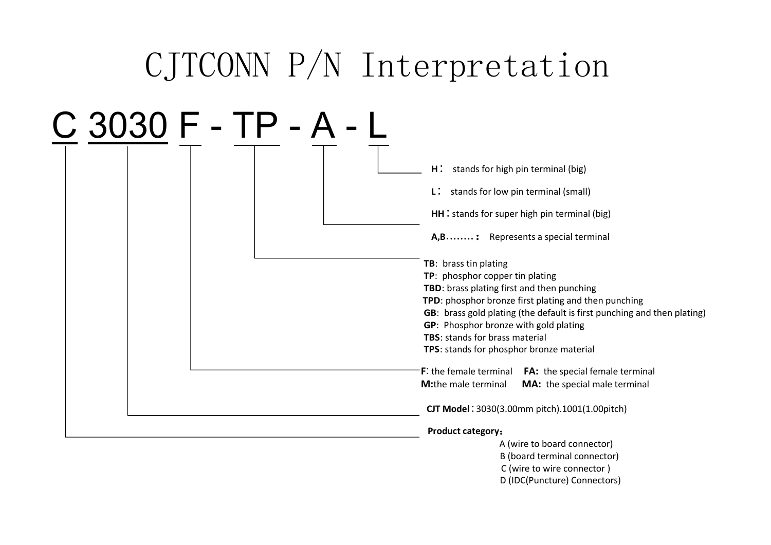# CJTCONN P/N Interpretation

**C 3030 F - TP - A - L**

- **L** (last segment):
  - **H**： stands for high pin terminal (big)
  - **L**： stands for low pin terminal (small)
  - **HH**：stands for super high pin terminal (big)
- **A** (fourth segment):
  - **A,B……..：** Represents a special terminal
- **TP** (third segment):
  - **TB**: brass tin plating
  - **TP**: phosphor copper tin plating
  - **TBD**: brass plating first and then punching
  - **TPD**: phosphor bronze first plating and then punching
  - **GB**: brass gold plating (the default is first punching and then plating)
  - **GP**: Phosphor bronze with gold plating
  - **TBS**: stands for brass material
  - **TPS**: stands for phosphor bronze material
- **F** (second segment):
  - **F**: the female terminal **FA:** the special female terminal
  - **M:** the male terminal **MA:** the special male terminal
- **3030** (first number):
  - **CJT Model**：3030(3.00mm pitch).1001(1.00pitch)
- **C** (first letter):
  - **Product category**：
    - A (wire to board connector)
    - B (board terminal connector)
    - C (wire to wire connector )
    - D (IDC(Puncture) Connectors)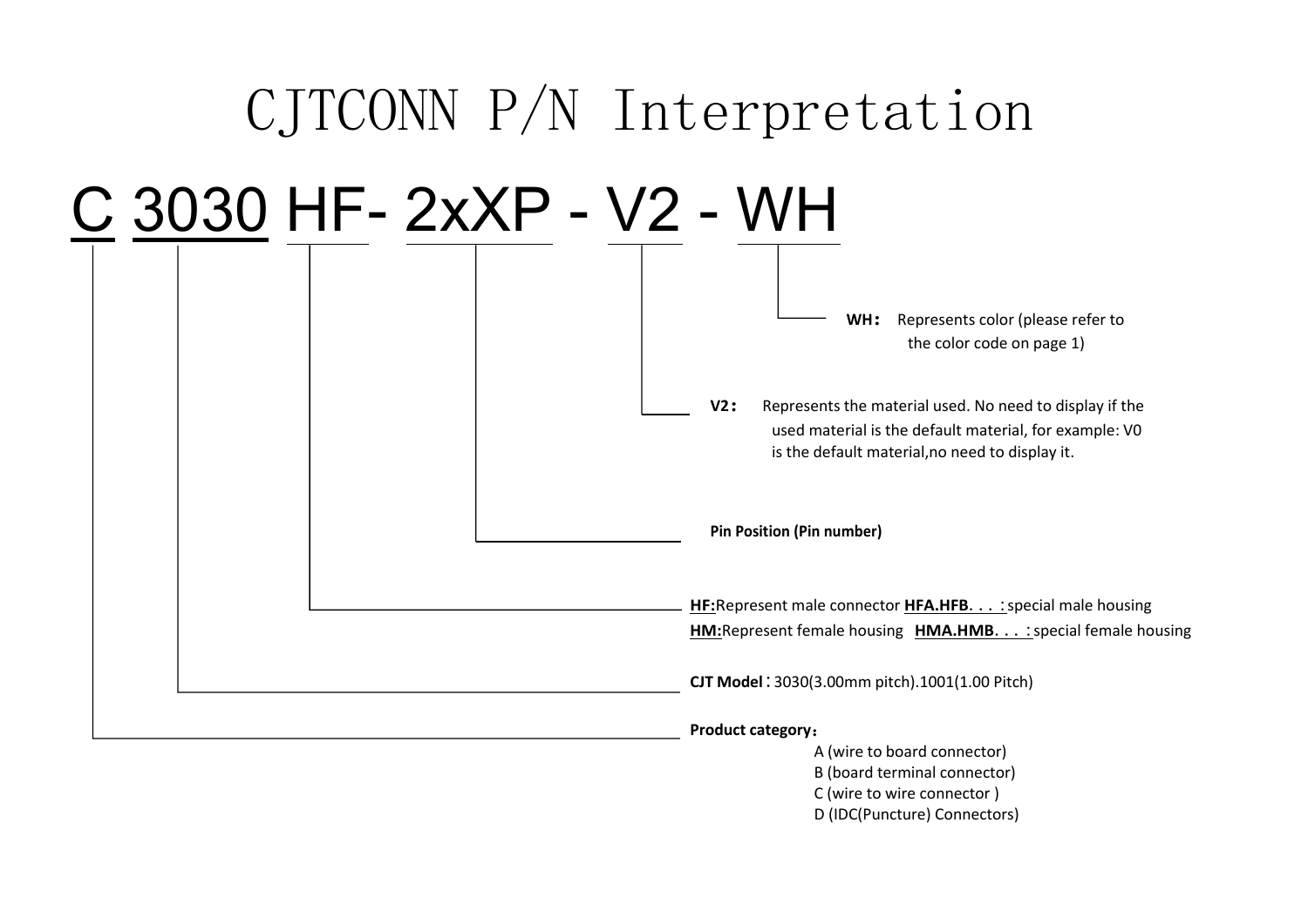# CJTCONN P/N Interpretation

## C 3030 HF- 2xXP - V2 - WH

**WH:** Represents color (please refer to the color code on page 1)

**V2:** Represents the material used. No need to display if the used material is the default material, for example: V0 is the default material,no need to display it.

**Pin Position (Pin number)**

**HF:**Represent male connector **HFA.HFB. . . :** special male housing

**HM:**Represent female housing **HMA.HMB. . . :** special female housing

**CJT Model**：3030(3.00mm pitch).1001(1.00 Pitch)

**Product category**：

- A (wire to board connector)
- B (board terminal connector)
- C (wire to wire connector )
- D (IDC(Puncture) Connectors)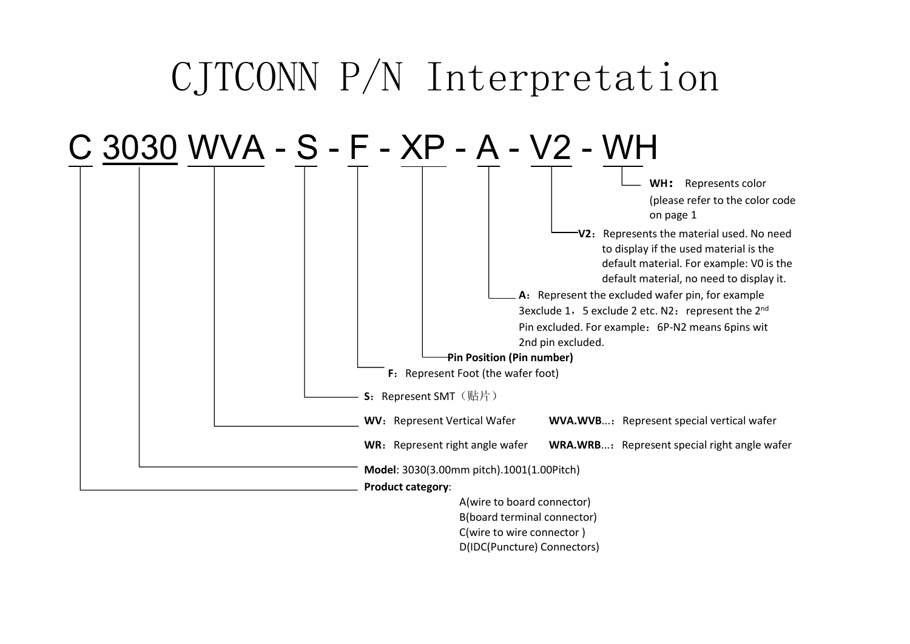# CJTCONN P/N Interpretation

C 3030 WVA - S - F - XP - A - V2 - WH

**WH：** Represents color (please refer to the color code on page 1

**V2**：Represents the material used. No need to display if the used material is the default material. For example: V0 is the default material, no need to display it.

**A**：Represent the excluded wafer pin, for example 3exclude 1，5 exclude 2 etc. N2：represent the 2nd Pin excluded. For example：6P-N2 means 6pins wit 2nd pin excluded.

**Pin Position (Pin number)**

**F**：Represent Foot (the wafer foot)

**S**：Represent SMT（贴片）

**WV**：Represent Vertical Wafer **WVA.WVB**...：Represent special vertical wafer

**WR**：Represent right angle wafer **WRA.WRB**...：Represent special right angle wafer

**Model**: 3030(3.00mm pitch).1001(1.00Pitch)

**Product category**:

A(wire to board connector)
B(board terminal connector)
C(wire to wire connector )
D(IDC(Puncture) Connectors)